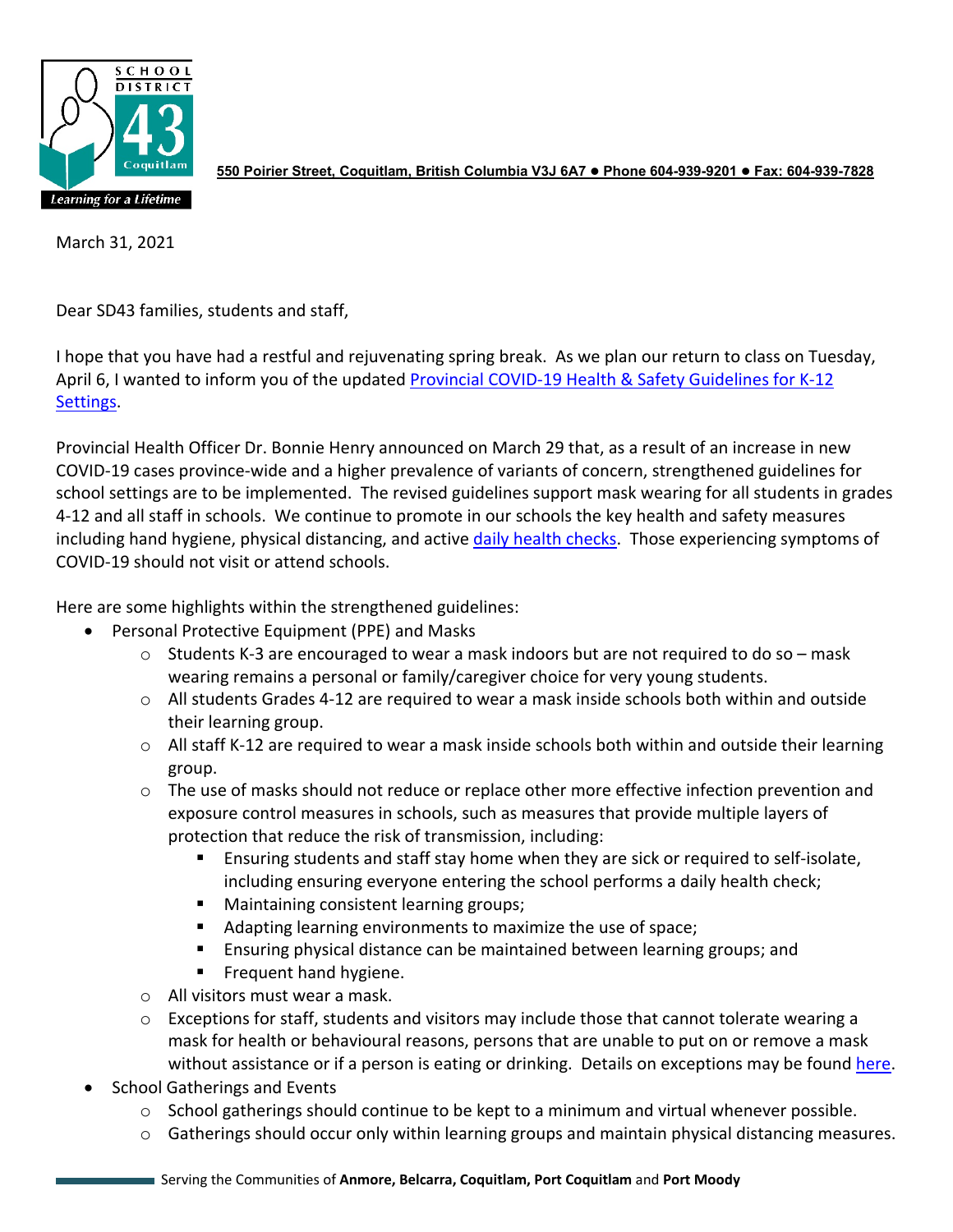**550 Poirier Street, Coquitlam, British Columbia V3J 6A7 ● Phone 604-939-9201 ● Fax: 604-939-7828**

March 31, 2021

Dear SD43 families, students and staff,

I hope that you have had a restful and rejuvenating spring break. As we plan our return to class on Tuesday, April 6, I wanted to inform you of the updated Provincial COVID-19 Health & Safety Guidelines for K-12 Settings.

Provincial Health Officer Dr. Bonnie Henry announced on March 29 that, as a result of an increase in new COVID-19 cases province-wide and a higher prevalence of variants of concern, strengthened guidelines for school settings are to be implemented. The revised guidelines support mask wearing for all students in grades 4-12 and all staff in schools. We continue to promote in our schools the key health and safety measures including hand hygiene, physical distancing, and active daily health checks. Those experiencing symptoms of COVID-19 should not visit or attend schools.

Here are some highlights within the strengthened guidelines:

- Personal Protective Equipment (PPE) and Masks
  - Students K-3 are encouraged to wear a mask indoors but are not required to do so – mask wearing remains a personal or family/caregiver choice for very young students.
  - All students Grades 4-12 are required to wear a mask inside schools both within and outside their learning group.
  - All staff K-12 are required to wear a mask inside schools both within and outside their learning group.
  - The use of masks should not reduce or replace other more effective infection prevention and exposure control measures in schools, such as measures that provide multiple layers of protection that reduce the risk of transmission, including:
    - Ensuring students and staff stay home when they are sick or required to self-isolate, including ensuring everyone entering the school performs a daily health check;
    - Maintaining consistent learning groups;
    - Adapting learning environments to maximize the use of space;
    - Ensuring physical distance can be maintained between learning groups; and
    - Frequent hand hygiene.
  - All visitors must wear a mask.
  - Exceptions for staff, students and visitors may include those that cannot tolerate wearing a mask for health or behavioural reasons, persons that are unable to put on or remove a mask without assistance or if a person is eating or drinking. Details on exceptions may be found here.
- School Gatherings and Events
  - School gatherings should continue to be kept to a minimum and virtual whenever possible.
  - Gatherings should occur only within learning groups and maintain physical distancing measures.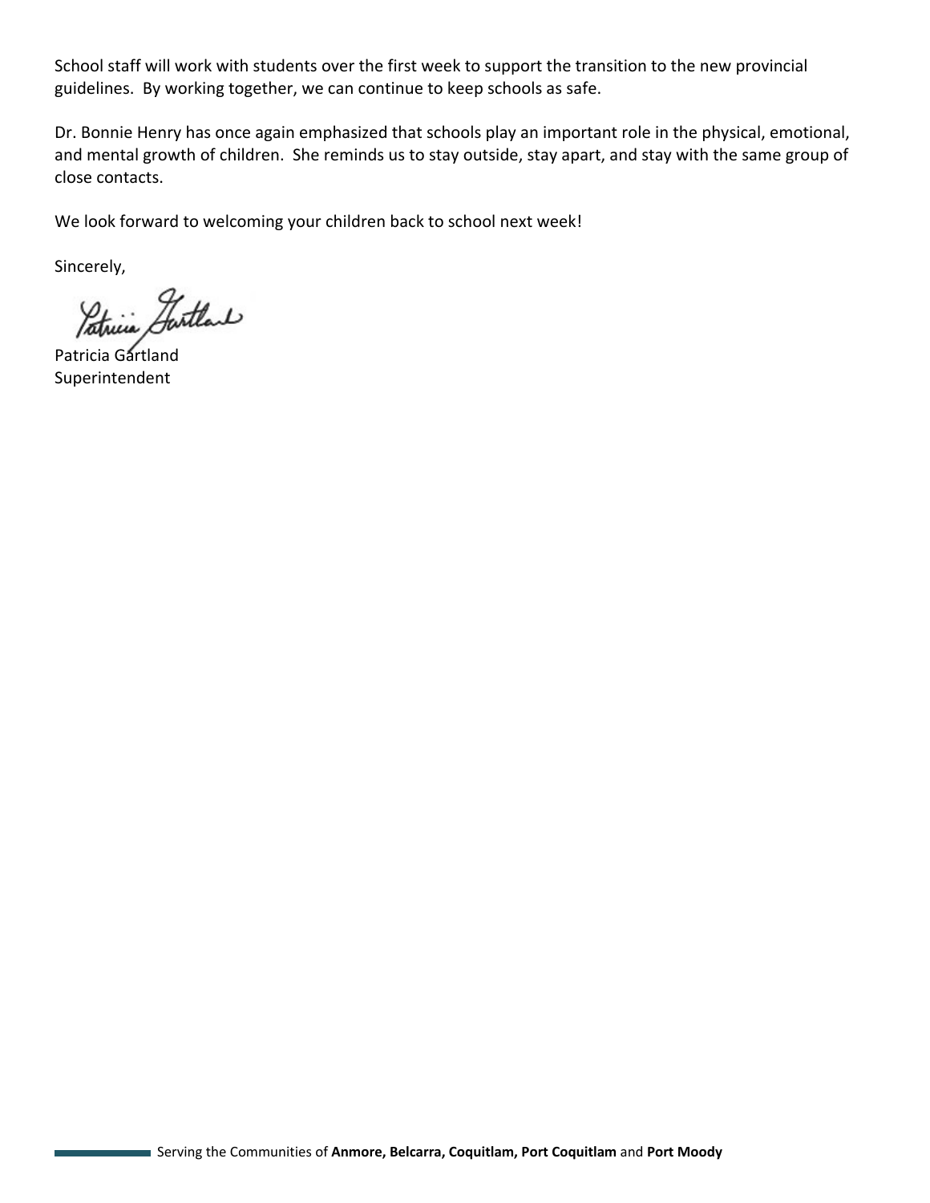School staff will work with students over the first week to support the transition to the new provincial guidelines. By working together, we can continue to keep schools as safe.

Dr. Bonnie Henry has once again emphasized that schools play an important role in the physical, emotional, and mental growth of children. She reminds us to stay outside, stay apart, and stay with the same group of close contacts.

We look forward to welcoming your children back to school next week!

Sincerely,

Patricia Gartland
Superintendent